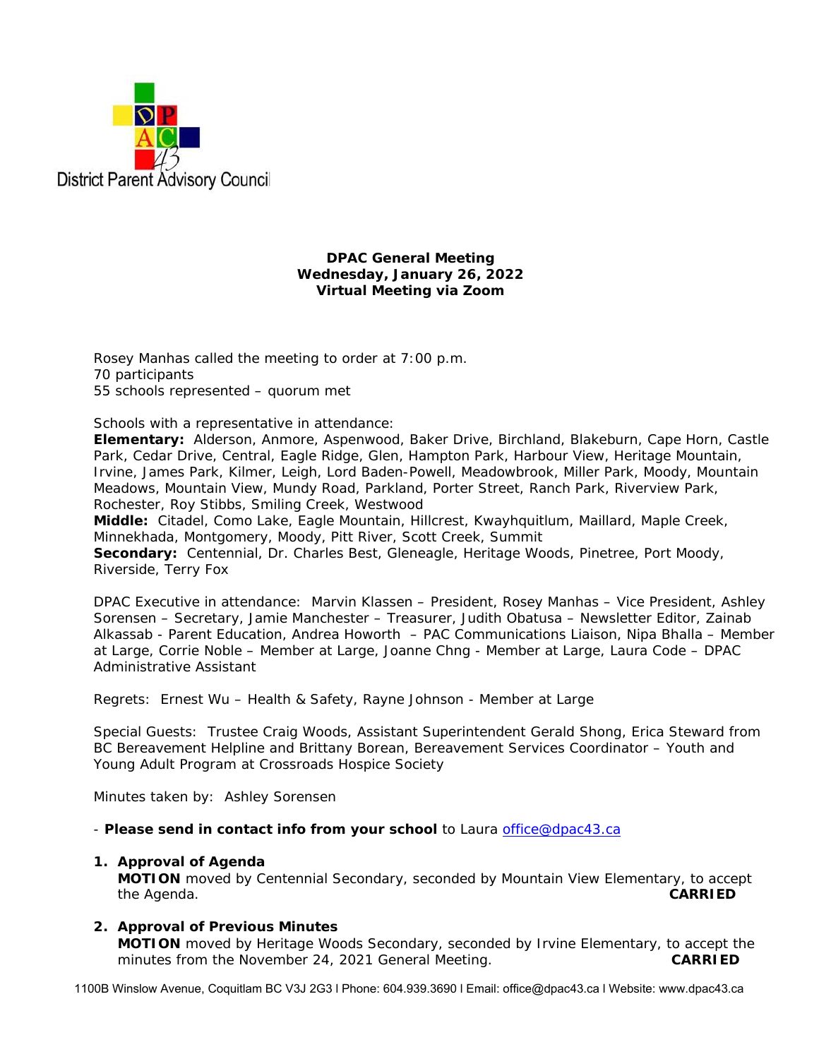District Parent Advisory Council

**DPAC General Meeting**
**Wednesday, January 26, 2022**
**Virtual Meeting via Zoom**

Rosey Manhas called the meeting to order at 7:00 p.m.
70 participants
55 schools represented – quorum met

Schools with a representative in attendance:
**Elementary:** Alderson, Anmore, Aspenwood, Baker Drive, Birchland, Blakeburn, Cape Horn, Castle Park, Cedar Drive, Central, Eagle Ridge, Glen, Hampton Park, Harbour View, Heritage Mountain, Irvine, James Park, Kilmer, Leigh, Lord Baden-Powell, Meadowbrook, Miller Park, Moody, Mountain Meadows, Mountain View, Mundy Road, Parkland, Porter Street, Ranch Park, Riverview Park, Rochester, Roy Stibbs, Smiling Creek, Westwood
**Middle:** Citadel, Como Lake, Eagle Mountain, Hillcrest, Kwayhquitlum, Maillard, Maple Creek, Minnekhada, Montgomery, Moody, Pitt River, Scott Creek, Summit
**Secondary:** Centennial, Dr. Charles Best, Gleneagle, Heritage Woods, Pinetree, Port Moody, Riverside, Terry Fox

DPAC Executive in attendance: Marvin Klassen – President, Rosey Manhas – Vice President, Ashley Sorensen – Secretary, Jamie Manchester – Treasurer, Judith Obatusa – Newsletter Editor, Zainab Alkassab - Parent Education, Andrea Howorth – PAC Communications Liaison, Nipa Bhalla – Member at Large, Corrie Noble – Member at Large, Joanne Chng - Member at Large, Laura Code – DPAC Administrative Assistant

Regrets: Ernest Wu – Health & Safety, Rayne Johnson - Member at Large

Special Guests: Trustee Craig Woods, Assistant Superintendent Gerald Shong, Erica Steward from BC Bereavement Helpline and Brittany Borean, Bereavement Services Coordinator – Youth and Young Adult Program at Crossroads Hospice Society

Minutes taken by: Ashley Sorensen

- **Please send in contact info from your school** to Laura office@dpac43.ca

1. **Approval of Agenda**
   **MOTION** moved by Centennial Secondary, seconded by Mountain View Elementary, to accept the Agenda. **CARRIED**

2. **Approval of Previous Minutes**
   **MOTION** moved by Heritage Woods Secondary, seconded by Irvine Elementary, to accept the minutes from the November 24, 2021 General Meeting. **CARRIED**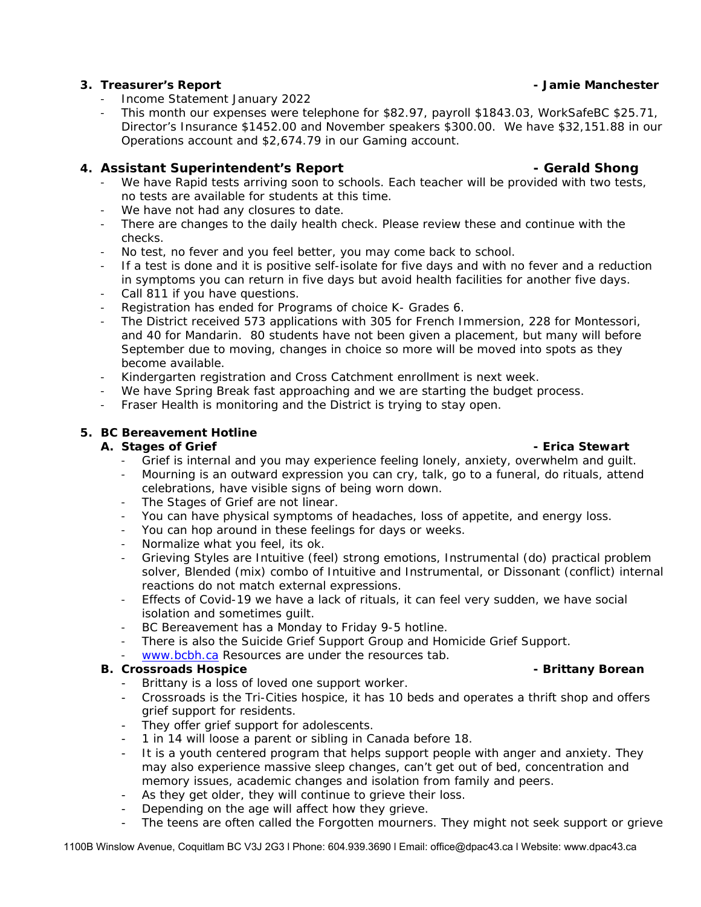### 3. Treasurer's Report - Jamie Manchester

- Income Statement January 2022
- This month our expenses were telephone for $82.97, payroll $1843.03, WorkSafeBC $25.71, Director's Insurance $1452.00 and November speakers $300.00. We have $32,151.88 in our Operations account and $2,674.79 in our Gaming account.

### 4. Assistant Superintendent's Report - Gerald Shong

- We have Rapid tests arriving soon to schools. Each teacher will be provided with two tests, no tests are available for students at this time.
- We have not had any closures to date.
- There are changes to the daily health check. Please review these and continue with the checks.
- No test, no fever and you feel better, you may come back to school.
- If a test is done and it is positive self-isolate for five days and with no fever and a reduction in symptoms you can return in five days but avoid health facilities for another five days.
- Call 811 if you have questions.
- Registration has ended for Programs of choice K- Grades 6.
- The District received 573 applications with 305 for French Immersion, 228 for Montessori, and 40 for Mandarin. 80 students have not been given a placement, but many will before September due to moving, changes in choice so more will be moved into spots as they become available.
- Kindergarten registration and Cross Catchment enrollment is next week.
- We have Spring Break fast approaching and we are starting the budget process.
- Fraser Health is monitoring and the District is trying to stay open.

### 5. BC Bereavement Hotline

#### A. Stages of Grief - Erica Stewart

- Grief is internal and you may experience feeling lonely, anxiety, overwhelm and guilt.
- Mourning is an outward expression you can cry, talk, go to a funeral, do rituals, attend celebrations, have visible signs of being worn down.
- The Stages of Grief are not linear.
- You can have physical symptoms of headaches, loss of appetite, and energy loss.
- You can hop around in these feelings for days or weeks.
- Normalize what you feel, its ok.
- Grieving Styles are Intuitive (feel) strong emotions, Instrumental (do) practical problem solver, Blended (mix) combo of Intuitive and Instrumental, or Dissonant (conflict) internal reactions do not match external expressions.
- Effects of Covid-19 we have a lack of rituals, it can feel very sudden, we have social isolation and sometimes guilt.
- BC Bereavement has a Monday to Friday 9-5 hotline.
- There is also the Suicide Grief Support Group and Homicide Grief Support.
- [www.bcbh.ca](http://www.bcbh.ca) Resources are under the resources tab.

#### B. Crossroads Hospice - Brittany Borean

- Brittany is a loss of loved one support worker.
- Crossroads is the Tri-Cities hospice, it has 10 beds and operates a thrift shop and offers grief support for residents.
- They offer grief support for adolescents.
- 1 in 14 will loose a parent or sibling in Canada before 18.
- It is a youth centered program that helps support people with anger and anxiety. They may also experience massive sleep changes, can't get out of bed, concentration and memory issues, academic changes and isolation from family and peers.
- As they get older, they will continue to grieve their loss.
- Depending on the age will affect how they grieve.
- The teens are often called the Forgotten mourners. They might not seek support or grieve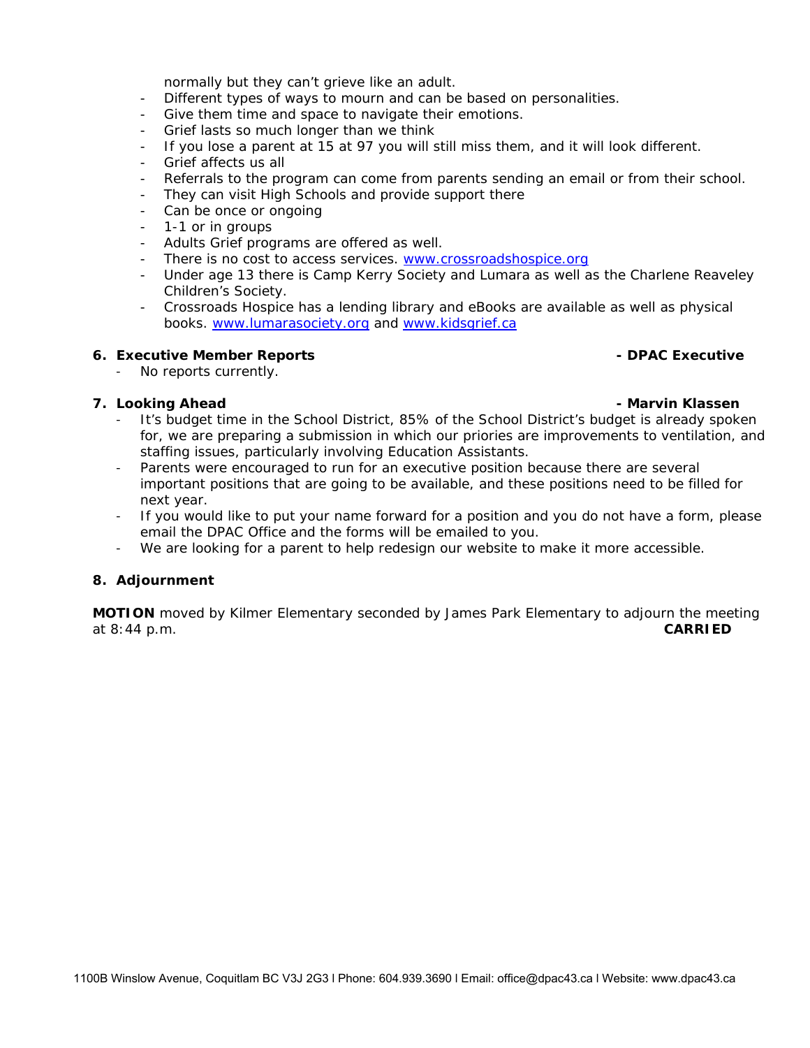normally but they can't grieve like an adult.

- Different types of ways to mourn and can be based on personalities.
- Give them time and space to navigate their emotions.
- Grief lasts so much longer than we think
- If you lose a parent at 15 at 97 you will still miss them, and it will look different.
- Grief affects us all
- Referrals to the program can come from parents sending an email or from their school.
- They can visit High Schools and provide support there
- Can be once or ongoing
- 1-1 or in groups
- Adults Grief programs are offered as well.
- There is no cost to access services. www.crossroadshospice.org
- Under age 13 there is Camp Kerry Society and Lumara as well as the Charlene Reaveley Children's Society.
- Crossroads Hospice has a lending library and eBooks are available as well as physical books. www.lumarasociety.org and www.kidsgrief.ca

**6. Executive Member Reports** **- DPAC Executive**

- No reports currently.

**7. Looking Ahead** **- Marvin Klassen**

- It's budget time in the School District, 85% of the School District's budget is already spoken for, we are preparing a submission in which our priories are improvements to ventilation, and staffing issues, particularly involving Education Assistants.
- Parents were encouraged to run for an executive position because there are several important positions that are going to be available, and these positions need to be filled for next year.
- If you would like to put your name forward for a position and you do not have a form, please email the DPAC Office and the forms will be emailed to you.
- We are looking for a parent to help redesign our website to make it more accessible.

**8. Adjournment**

**MOTION** moved by Kilmer Elementary seconded by James Park Elementary to adjourn the meeting at 8:44 p.m. **CARRIED**